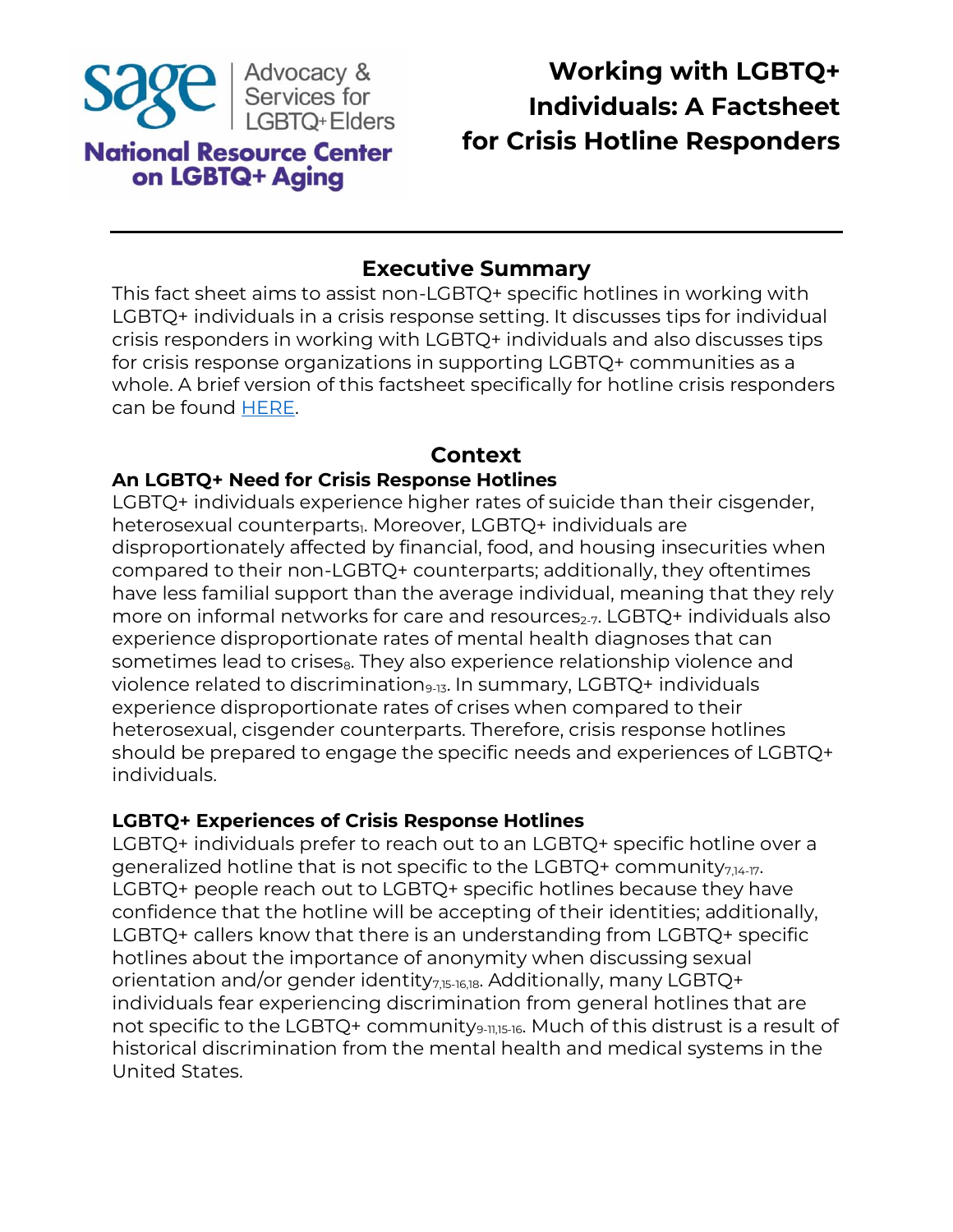SAGE | Advocacy & Services for LGBTQ+ Elders

National Resource Center on LGBTQ+ Aging

# Working with LGBTQ+ Individuals: A Factsheet for Crisis Hotline Responders

## Executive Summary

This fact sheet aims to assist non-LGBTQ+ specific hotlines in working with LGBTQ+ individuals in a crisis response setting. It discusses tips for individual crisis responders in working with LGBTQ+ individuals and also discusses tips for crisis response organizations in supporting LGBTQ+ communities as a whole. A brief version of this factsheet specifically for hotline crisis responders can be found HERE.

## Context

### An LGBTQ+ Need for Crisis Response Hotlines

LGBTQ+ individuals experience higher rates of suicide than their cisgender, heterosexual counterparts[1]. Moreover, LGBTQ+ individuals are disproportionately affected by financial, food, and housing insecurities when compared to their non-LGBTQ+ counterparts; additionally, they oftentimes have less familial support than the average individual, meaning that they rely more on informal networks for care and resources[2-7]. LGBTQ+ individuals also experience disproportionate rates of mental health diagnoses that can sometimes lead to crises[8]. They also experience relationship violence and violence related to discrimination[9-13]. In summary, LGBTQ+ individuals experience disproportionate rates of crises when compared to their heterosexual, cisgender counterparts. Therefore, crisis response hotlines should be prepared to engage the specific needs and experiences of LGBTQ+ individuals.

### LGBTQ+ Experiences of Crisis Response Hotlines

LGBTQ+ individuals prefer to reach out to an LGBTQ+ specific hotline over a generalized hotline that is not specific to the LGBTQ+ community[7,14-17]. LGBTQ+ people reach out to LGBTQ+ specific hotlines because they have confidence that the hotline will be accepting of their identities; additionally, LGBTQ+ callers know that there is an understanding from LGBTQ+ specific hotlines about the importance of anonymity when discussing sexual orientation and/or gender identity[7,15-16,18]. Additionally, many LGBTQ+ individuals fear experiencing discrimination from general hotlines that are not specific to the LGBTQ+ community[9-11,15-16]. Much of this distrust is a result of historical discrimination from the mental health and medical systems in the United States.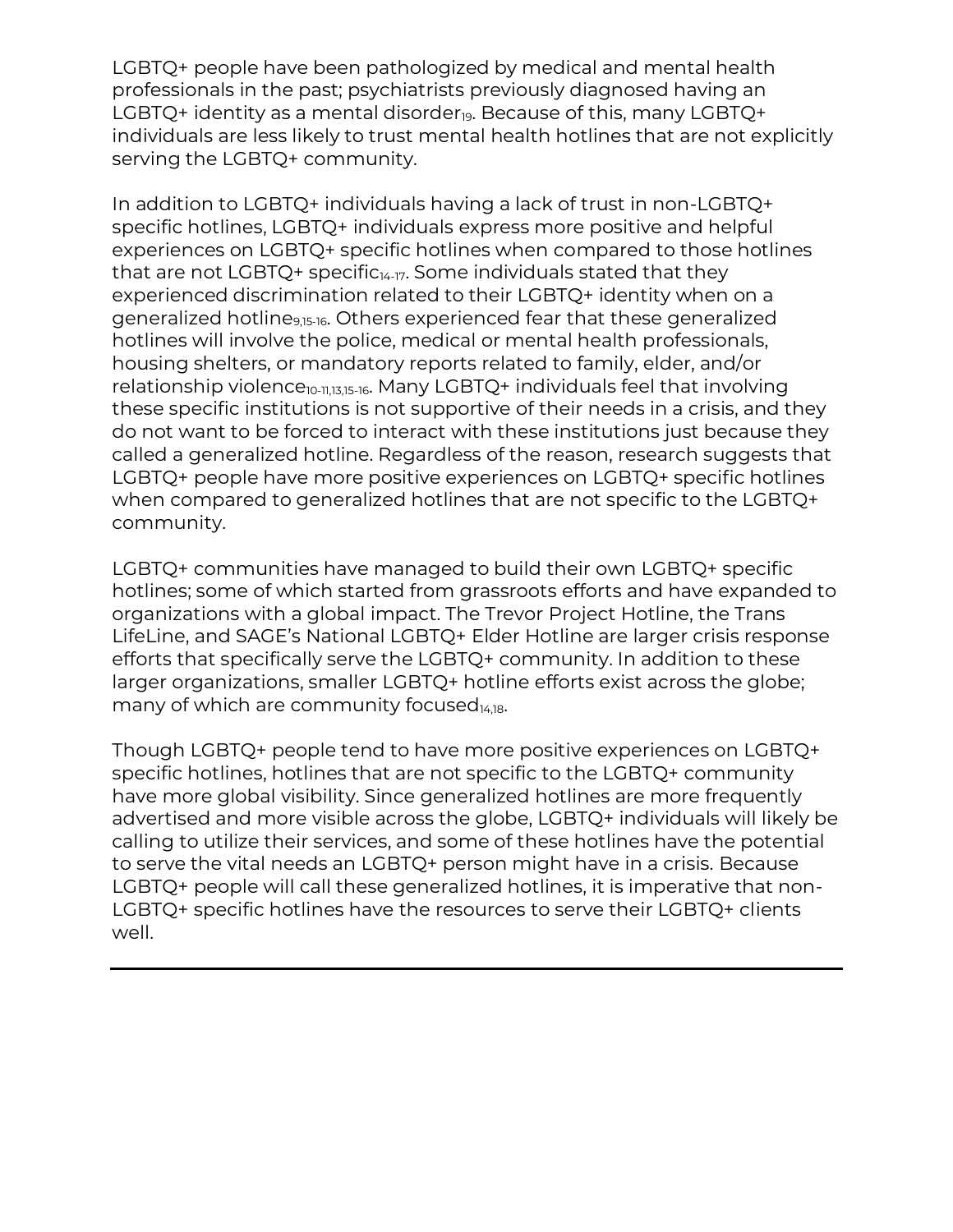LGBTQ+ people have been pathologized by medical and mental health professionals in the past; psychiatrists previously diagnosed having an LGBTQ+ identity as a mental disorder[19]. Because of this, many LGBTQ+ individuals are less likely to trust mental health hotlines that are not explicitly serving the LGBTQ+ community.

In addition to LGBTQ+ individuals having a lack of trust in non-LGBTQ+ specific hotlines, LGBTQ+ individuals express more positive and helpful experiences on LGBTQ+ specific hotlines when compared to those hotlines that are not LGBTQ+ specific[14-17]. Some individuals stated that they experienced discrimination related to their LGBTQ+ identity when on a generalized hotline[9,15-16]. Others experienced fear that these generalized hotlines will involve the police, medical or mental health professionals, housing shelters, or mandatory reports related to family, elder, and/or relationship violence[10-11,13,15-16]. Many LGBTQ+ individuals feel that involving these specific institutions is not supportive of their needs in a crisis, and they do not want to be forced to interact with these institutions just because they called a generalized hotline. Regardless of the reason, research suggests that LGBTQ+ people have more positive experiences on LGBTQ+ specific hotlines when compared to generalized hotlines that are not specific to the LGBTQ+ community.

LGBTQ+ communities have managed to build their own LGBTQ+ specific hotlines; some of which started from grassroots efforts and have expanded to organizations with a global impact. The Trevor Project Hotline, the Trans LifeLine, and SAGE's National LGBTQ+ Elder Hotline are larger crisis response efforts that specifically serve the LGBTQ+ community. In addition to these larger organizations, smaller LGBTQ+ hotline efforts exist across the globe; many of which are community focused[14,18].

Though LGBTQ+ people tend to have more positive experiences on LGBTQ+ specific hotlines, hotlines that are not specific to the LGBTQ+ community have more global visibility. Since generalized hotlines are more frequently advertised and more visible across the globe, LGBTQ+ individuals will likely be calling to utilize their services, and some of these hotlines have the potential to serve the vital needs an LGBTQ+ person might have in a crisis. Because LGBTQ+ people will call these generalized hotlines, it is imperative that non-LGBTQ+ specific hotlines have the resources to serve their LGBTQ+ clients well.

---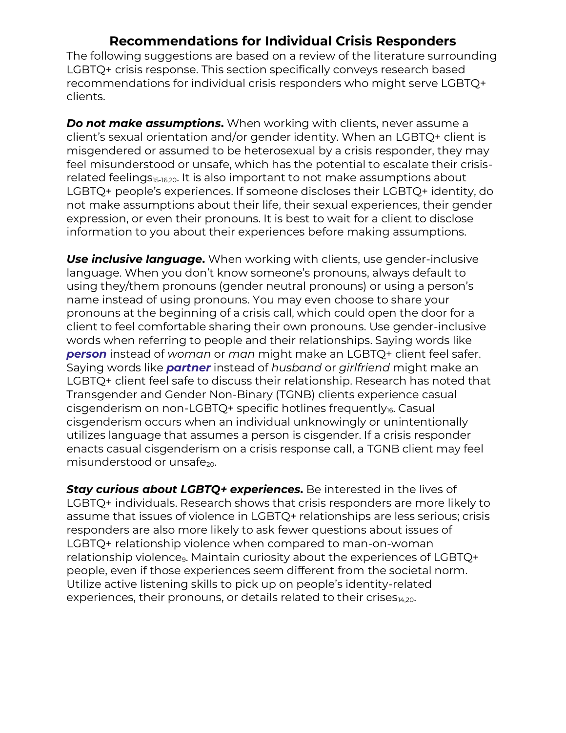## Recommendations for Individual Crisis Responders

The following suggestions are based on a review of the literature surrounding LGBTQ+ crisis response. This section specifically conveys research based recommendations for individual crisis responders who might serve LGBTQ+ clients.

***Do not make assumptions.*** When working with clients, never assume a client's sexual orientation and/or gender identity. When an LGBTQ+ client is misgendered or assumed to be heterosexual by a crisis responder, they may feel misunderstood or unsafe, which has the potential to escalate their crisis-related feelings[15-16,20]. It is also important to not make assumptions about LGBTQ+ people's experiences. If someone discloses their LGBTQ+ identity, do not make assumptions about their life, their sexual experiences, their gender expression, or even their pronouns. It is best to wait for a client to disclose information to you about their experiences before making assumptions.

***Use inclusive language.*** When working with clients, use gender-inclusive language. When you don't know someone's pronouns, always default to using they/them pronouns (gender neutral pronouns) or using a person's name instead of using pronouns. You may even choose to share your pronouns at the beginning of a crisis call, which could open the door for a client to feel comfortable sharing their own pronouns. Use gender-inclusive words when referring to people and their relationships. Saying words like ***person*** instead of *woman* or *man* might make an LGBTQ+ client feel safer. Saying words like ***partner*** instead of *husband* or *girlfriend* might make an LGBTQ+ client feel safe to discuss their relationship. Research has noted that Transgender and Gender Non-Binary (TGNB) clients experience casual cisgenderism on non-LGBTQ+ specific hotlines frequently[16]. Casual cisgenderism occurs when an individual unknowingly or unintentionally utilizes language that assumes a person is cisgender. If a crisis responder enacts casual cisgenderism on a crisis response call, a TGNB client may feel misunderstood or unsafe[20].

***Stay curious about LGBTQ+ experiences.*** Be interested in the lives of LGBTQ+ individuals. Research shows that crisis responders are more likely to assume that issues of violence in LGBTQ+ relationships are less serious; crisis responders are also more likely to ask fewer questions about issues of LGBTQ+ relationship violence when compared to man-on-woman relationship violence[9]. Maintain curiosity about the experiences of LGBTQ+ people, even if those experiences seem different from the societal norm. Utilize active listening skills to pick up on people's identity-related experiences, their pronouns, or details related to their crises[14,20].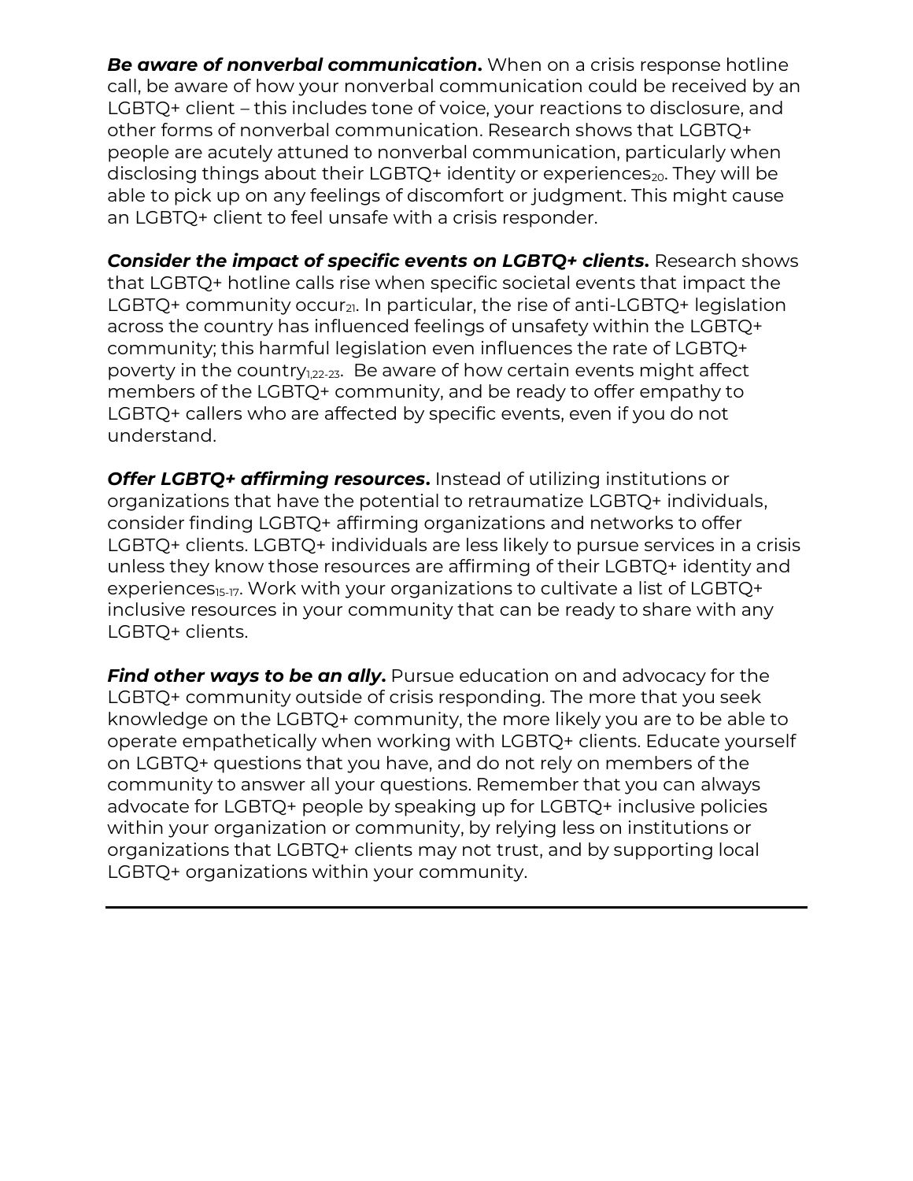***Be aware of nonverbal communication.*** When on a crisis response hotline call, be aware of how your nonverbal communication could be received by an LGBTQ+ client – this includes tone of voice, your reactions to disclosure, and other forms of nonverbal communication. Research shows that LGBTQ+ people are acutely attuned to nonverbal communication, particularly when disclosing things about their LGBTQ+ identity or experiences[20]. They will be able to pick up on any feelings of discomfort or judgment. This might cause an LGBTQ+ client to feel unsafe with a crisis responder.

***Consider the impact of specific events on LGBTQ+ clients.*** Research shows that LGBTQ+ hotline calls rise when specific societal events that impact the LGBTQ+ community occur[21]. In particular, the rise of anti-LGBTQ+ legislation across the country has influenced feelings of unsafety within the LGBTQ+ community; this harmful legislation even influences the rate of LGBTQ+ poverty in the country[1,22-23]. Be aware of how certain events might affect members of the LGBTQ+ community, and be ready to offer empathy to LGBTQ+ callers who are affected by specific events, even if you do not understand.

***Offer LGBTQ+ affirming resources.*** Instead of utilizing institutions or organizations that have the potential to retraumatize LGBTQ+ individuals, consider finding LGBTQ+ affirming organizations and networks to offer LGBTQ+ clients. LGBTQ+ individuals are less likely to pursue services in a crisis unless they know those resources are affirming of their LGBTQ+ identity and experiences[15-17]. Work with your organizations to cultivate a list of LGBTQ+ inclusive resources in your community that can be ready to share with any LGBTQ+ clients.

***Find other ways to be an ally.*** Pursue education on and advocacy for the LGBTQ+ community outside of crisis responding. The more that you seek knowledge on the LGBTQ+ community, the more likely you are to be able to operate empathetically when working with LGBTQ+ clients. Educate yourself on LGBTQ+ questions that you have, and do not rely on members of the community to answer all your questions. Remember that you can always advocate for LGBTQ+ people by speaking up for LGBTQ+ inclusive policies within your organization or community, by relying less on institutions or organizations that LGBTQ+ clients may not trust, and by supporting local LGBTQ+ organizations within your community.

---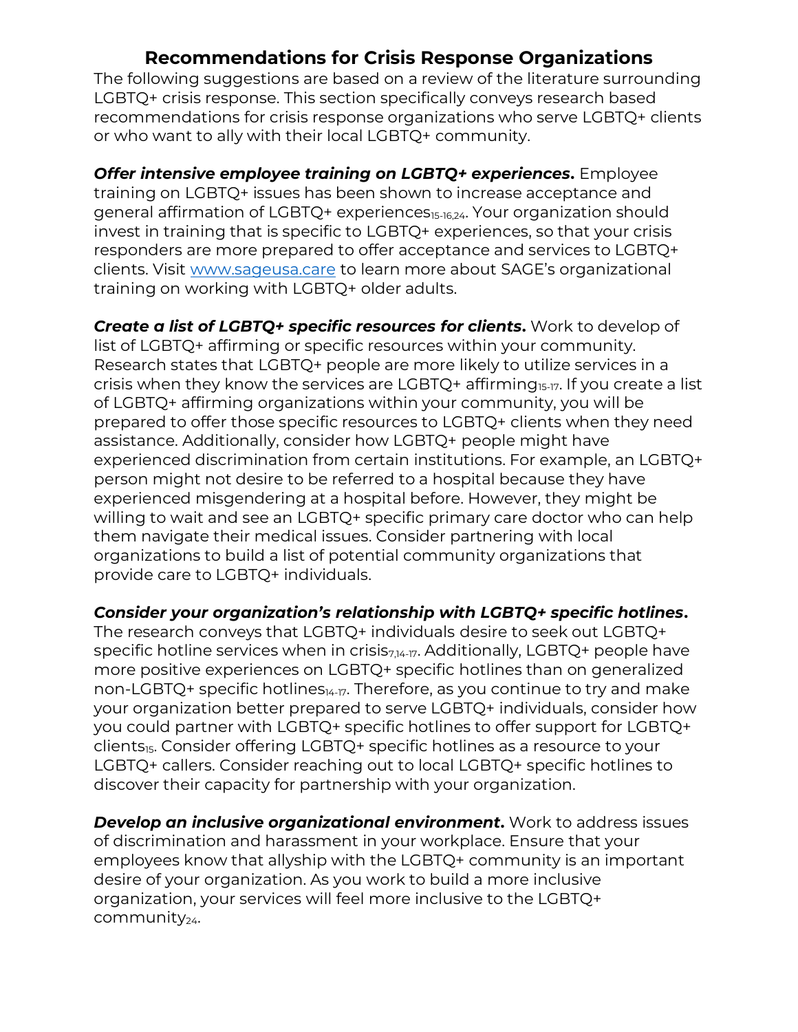# Recommendations for Crisis Response Organizations

The following suggestions are based on a review of the literature surrounding LGBTQ+ crisis response. This section specifically conveys research based recommendations for crisis response organizations who serve LGBTQ+ clients or who want to ally with their local LGBTQ+ community.

***Offer intensive employee training on LGBTQ+ experiences.*** Employee training on LGBTQ+ issues has been shown to increase acceptance and general affirmation of LGBTQ+ experiences[15-16,24]. Your organization should invest in training that is specific to LGBTQ+ experiences, so that your crisis responders are more prepared to offer acceptance and services to LGBTQ+ clients. Visit [www.sageusa.care](http://www.sageusa.care) to learn more about SAGE's organizational training on working with LGBTQ+ older adults.

***Create a list of LGBTQ+ specific resources for clients.*** Work to develop of list of LGBTQ+ affirming or specific resources within your community. Research states that LGBTQ+ people are more likely to utilize services in a crisis when they know the services are LGBTQ+ affirming[15-17]. If you create a list of LGBTQ+ affirming organizations within your community, you will be prepared to offer those specific resources to LGBTQ+ clients when they need assistance. Additionally, consider how LGBTQ+ people might have experienced discrimination from certain institutions. For example, an LGBTQ+ person might not desire to be referred to a hospital because they have experienced misgendering at a hospital before. However, they might be willing to wait and see an LGBTQ+ specific primary care doctor who can help them navigate their medical issues. Consider partnering with local organizations to build a list of potential community organizations that provide care to LGBTQ+ individuals.

***Consider your organization's relationship with LGBTQ+ specific hotlines.*** The research conveys that LGBTQ+ individuals desire to seek out LGBTQ+ specific hotline services when in crisis[7,14-17]. Additionally, LGBTQ+ people have more positive experiences on LGBTQ+ specific hotlines than on generalized non-LGBTQ+ specific hotlines[14-17]. Therefore, as you continue to try and make your organization better prepared to serve LGBTQ+ individuals, consider how you could partner with LGBTQ+ specific hotlines to offer support for LGBTQ+ clients[15]. Consider offering LGBTQ+ specific hotlines as a resource to your LGBTQ+ callers. Consider reaching out to local LGBTQ+ specific hotlines to discover their capacity for partnership with your organization.

***Develop an inclusive organizational environment.*** Work to address issues of discrimination and harassment in your workplace. Ensure that your employees know that allyship with the LGBTQ+ community is an important desire of your organization. As you work to build a more inclusive organization, your services will feel more inclusive to the LGBTQ+ community[24].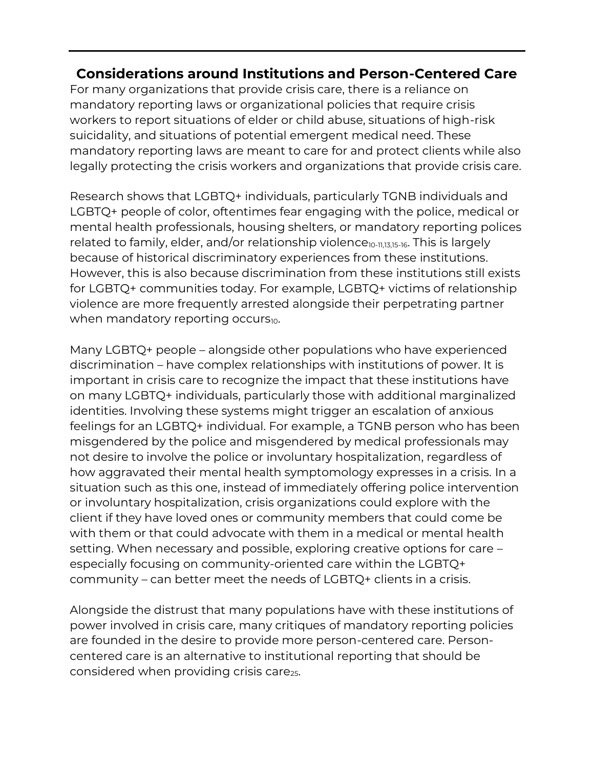## Considerations around Institutions and Person-Centered Care

For many organizations that provide crisis care, there is a reliance on mandatory reporting laws or organizational policies that require crisis workers to report situations of elder or child abuse, situations of high-risk suicidality, and situations of potential emergent medical need. These mandatory reporting laws are meant to care for and protect clients while also legally protecting the crisis workers and organizations that provide crisis care.

Research shows that LGBTQ+ individuals, particularly TGNB individuals and LGBTQ+ people of color, oftentimes fear engaging with the police, medical or mental health professionals, housing shelters, or mandatory reporting polices related to family, elder, and/or relationship violence[10-11,13,15-16]. This is largely because of historical discriminatory experiences from these institutions. However, this is also because discrimination from these institutions still exists for LGBTQ+ communities today. For example, LGBTQ+ victims of relationship violence are more frequently arrested alongside their perpetrating partner when mandatory reporting occurs[10].

Many LGBTQ+ people – alongside other populations who have experienced discrimination – have complex relationships with institutions of power. It is important in crisis care to recognize the impact that these institutions have on many LGBTQ+ individuals, particularly those with additional marginalized identities. Involving these systems might trigger an escalation of anxious feelings for an LGBTQ+ individual. For example, a TGNB person who has been misgendered by the police and misgendered by medical professionals may not desire to involve the police or involuntary hospitalization, regardless of how aggravated their mental health symptomology expresses in a crisis. In a situation such as this one, instead of immediately offering police intervention or involuntary hospitalization, crisis organizations could explore with the client if they have loved ones or community members that could come be with them or that could advocate with them in a medical or mental health setting. When necessary and possible, exploring creative options for care – especially focusing on community-oriented care within the LGBTQ+ community – can better meet the needs of LGBTQ+ clients in a crisis.

Alongside the distrust that many populations have with these institutions of power involved in crisis care, many critiques of mandatory reporting policies are founded in the desire to provide more person-centered care. Person-centered care is an alternative to institutional reporting that should be considered when providing crisis care[25].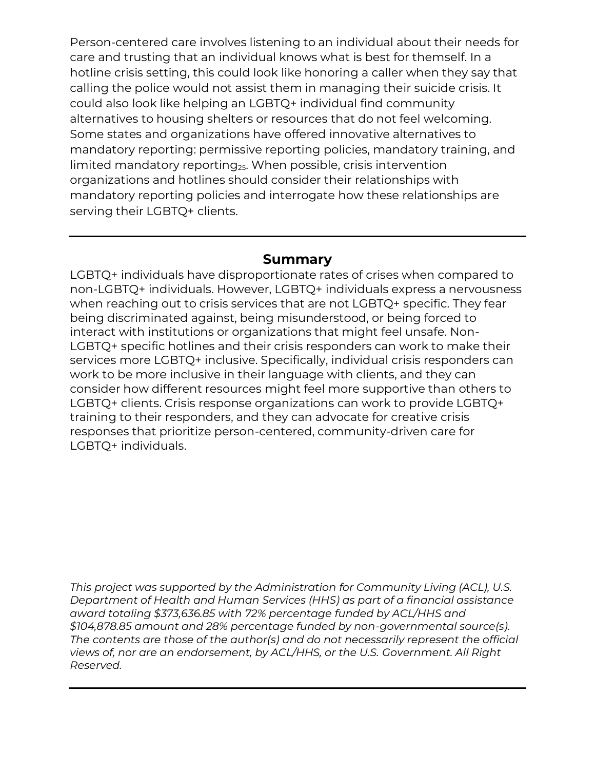Person-centered care involves listening to an individual about their needs for care and trusting that an individual knows what is best for themself. In a hotline crisis setting, this could look like honoring a caller when they say that calling the police would not assist them in managing their suicide crisis. It could also look like helping an LGBTQ+ individual find community alternatives to housing shelters or resources that do not feel welcoming. Some states and organizations have offered innovative alternatives to mandatory reporting: permissive reporting policies, mandatory training, and limited mandatory reporting[25]. When possible, crisis intervention organizations and hotlines should consider their relationships with mandatory reporting policies and interrogate how these relationships are serving their LGBTQ+ clients.

---

## Summary

LGBTQ+ individuals have disproportionate rates of crises when compared to non-LGBTQ+ individuals. However, LGBTQ+ individuals express a nervousness when reaching out to crisis services that are not LGBTQ+ specific. They fear being discriminated against, being misunderstood, or being forced to interact with institutions or organizations that might feel unsafe. Non-LGBTQ+ specific hotlines and their crisis responders can work to make their services more LGBTQ+ inclusive. Specifically, individual crisis responders can work to be more inclusive in their language with clients, and they can consider how different resources might feel more supportive than others to LGBTQ+ clients. Crisis response organizations can work to provide LGBTQ+ training to their responders, and they can advocate for creative crisis responses that prioritize person-centered, community-driven care for LGBTQ+ individuals.

*This project was supported by the Administration for Community Living (ACL), U.S. Department of Health and Human Services (HHS) as part of a financial assistance award totaling $373,636.85 with 72% percentage funded by ACL/HHS and $104,878.85 amount and 28% percentage funded by non-governmental source(s). The contents are those of the author(s) and do not necessarily represent the official views of, nor are an endorsement, by ACL/HHS, or the U.S. Government. All Right Reserved.*

---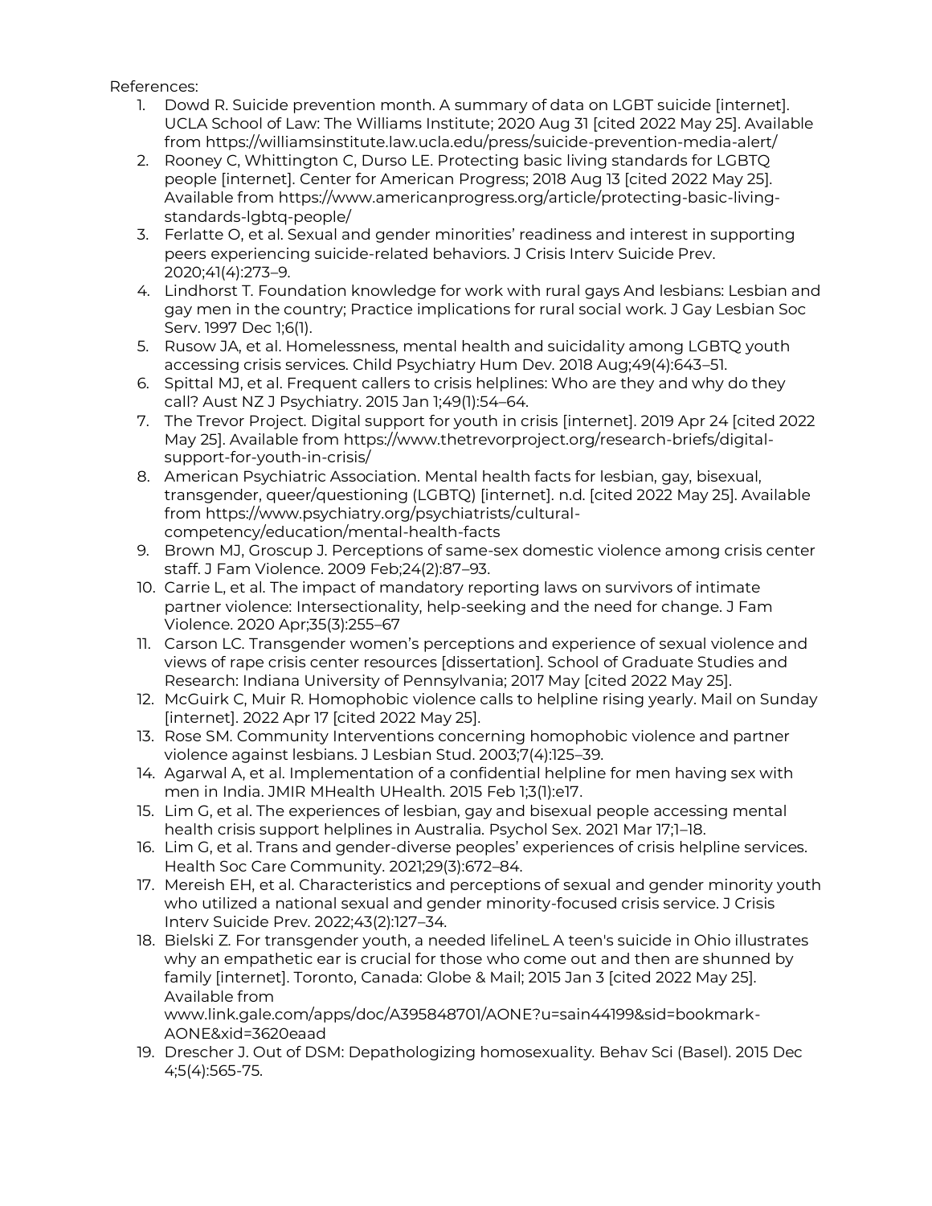References:

1. Dowd R. Suicide prevention month. A summary of data on LGBT suicide [internet]. UCLA School of Law: The Williams Institute; 2020 Aug 31 [cited 2022 May 25]. Available from https://williamsinstitute.law.ucla.edu/press/suicide-prevention-media-alert/
2. Rooney C, Whittington C, Durso LE. Protecting basic living standards for LGBTQ people [internet]. Center for American Progress; 2018 Aug 13 [cited 2022 May 25]. Available from https://www.americanprogress.org/article/protecting-basic-living-standards-lgbtq-people/
3. Ferlatte O, et al. Sexual and gender minorities' readiness and interest in supporting peers experiencing suicide-related behaviors. J Crisis Interv Suicide Prev. 2020;41(4):273–9.
4. Lindhorst T. Foundation knowledge for work with rural gays And lesbians: Lesbian and gay men in the country; Practice implications for rural social work. J Gay Lesbian Soc Serv. 1997 Dec 1;6(1).
5. Rusow JA, et al. Homelessness, mental health and suicidality among LGBTQ youth accessing crisis services. Child Psychiatry Hum Dev. 2018 Aug;49(4):643–51.
6. Spittal MJ, et al. Frequent callers to crisis helplines: Who are they and why do they call? Aust NZ J Psychiatry. 2015 Jan 1;49(1):54–64.
7. The Trevor Project. Digital support for youth in crisis [internet]. 2019 Apr 24 [cited 2022 May 25]. Available from https://www.thetrevorproject.org/research-briefs/digital-support-for-youth-in-crisis/
8. American Psychiatric Association. Mental health facts for lesbian, gay, bisexual, transgender, queer/questioning (LGBTQ) [internet]. n.d. [cited 2022 May 25]. Available from https://www.psychiatry.org/psychiatrists/cultural-competency/education/mental-health-facts
9. Brown MJ, Groscup J. Perceptions of same-sex domestic violence among crisis center staff. J Fam Violence. 2009 Feb;24(2):87–93.
10. Carrie L, et al. The impact of mandatory reporting laws on survivors of intimate partner violence: Intersectionality, help-seeking and the need for change. J Fam Violence. 2020 Apr;35(3):255–67
11. Carson LC. Transgender women's perceptions and experience of sexual violence and views of rape crisis center resources [dissertation]. School of Graduate Studies and Research: Indiana University of Pennsylvania; 2017 May [cited 2022 May 25].
12. McGuirk C, Muir R. Homophobic violence calls to helpline rising yearly. Mail on Sunday [internet]. 2022 Apr 17 [cited 2022 May 25].
13. Rose SM. Community Interventions concerning homophobic violence and partner violence against lesbians. J Lesbian Stud. 2003;7(4):125–39.
14. Agarwal A, et al. Implementation of a confidential helpline for men having sex with men in India. JMIR MHealth UHealth. 2015 Feb 1;3(1):e17.
15. Lim G, et al. The experiences of lesbian, gay and bisexual people accessing mental health crisis support helplines in Australia. Psychol Sex. 2021 Mar 17;1–18.
16. Lim G, et al. Trans and gender-diverse peoples' experiences of crisis helpline services. Health Soc Care Community. 2021;29(3):672–84.
17. Mereish EH, et al. Characteristics and perceptions of sexual and gender minority youth who utilized a national sexual and gender minority-focused crisis service. J Crisis Interv Suicide Prev. 2022;43(2):127–34.
18. Bielski Z. For transgender youth, a needed lifelineL A teen's suicide in Ohio illustrates why an empathetic ear is crucial for those who come out and then are shunned by family [internet]. Toronto, Canada: Globe & Mail; 2015 Jan 3 [cited 2022 May 25]. Available from www.link.gale.com/apps/doc/A395848701/AONE?u=sain44199&sid=bookmark-AONE&xid=3620eaad
19. Drescher J. Out of DSM: Depathologizing homosexuality. Behav Sci (Basel). 2015 Dec 4;5(4):565-75.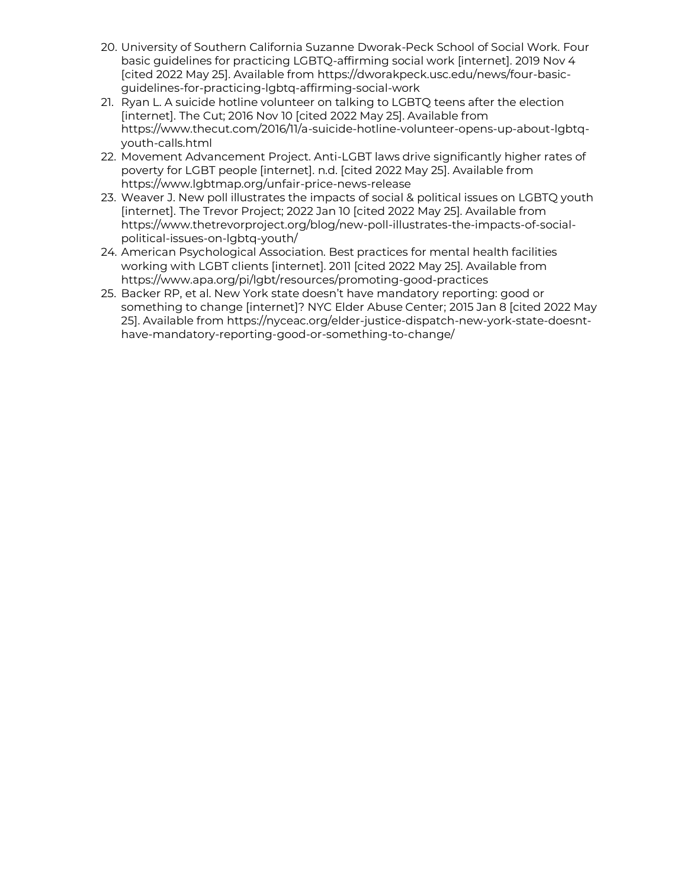20. University of Southern California Suzanne Dworak-Peck School of Social Work. Four basic guidelines for practicing LGBTQ-affirming social work [internet]. 2019 Nov 4 [cited 2022 May 25]. Available from https://dworakpeck.usc.edu/news/four-basic-guidelines-for-practicing-lgbtq-affirming-social-work
21. Ryan L. A suicide hotline volunteer on talking to LGBTQ teens after the election [internet]. The Cut; 2016 Nov 10 [cited 2022 May 25]. Available from https://www.thecut.com/2016/11/a-suicide-hotline-volunteer-opens-up-about-lgbtq-youth-calls.html
22. Movement Advancement Project. Anti-LGBT laws drive significantly higher rates of poverty for LGBT people [internet]. n.d. [cited 2022 May 25]. Available from https://www.lgbtmap.org/unfair-price-news-release
23. Weaver J. New poll illustrates the impacts of social & political issues on LGBTQ youth [internet]. The Trevor Project; 2022 Jan 10 [cited 2022 May 25]. Available from https://www.thetrevorproject.org/blog/new-poll-illustrates-the-impacts-of-social-political-issues-on-lgbtq-youth/
24. American Psychological Association. Best practices for mental health facilities working with LGBT clients [internet]. 2011 [cited 2022 May 25]. Available from https://www.apa.org/pi/lgbt/resources/promoting-good-practices
25. Backer RP, et al. New York state doesn't have mandatory reporting: good or something to change [internet]? NYC Elder Abuse Center; 2015 Jan 8 [cited 2022 May 25]. Available from https://nyceac.org/elder-justice-dispatch-new-york-state-doesnt-have-mandatory-reporting-good-or-something-to-change/